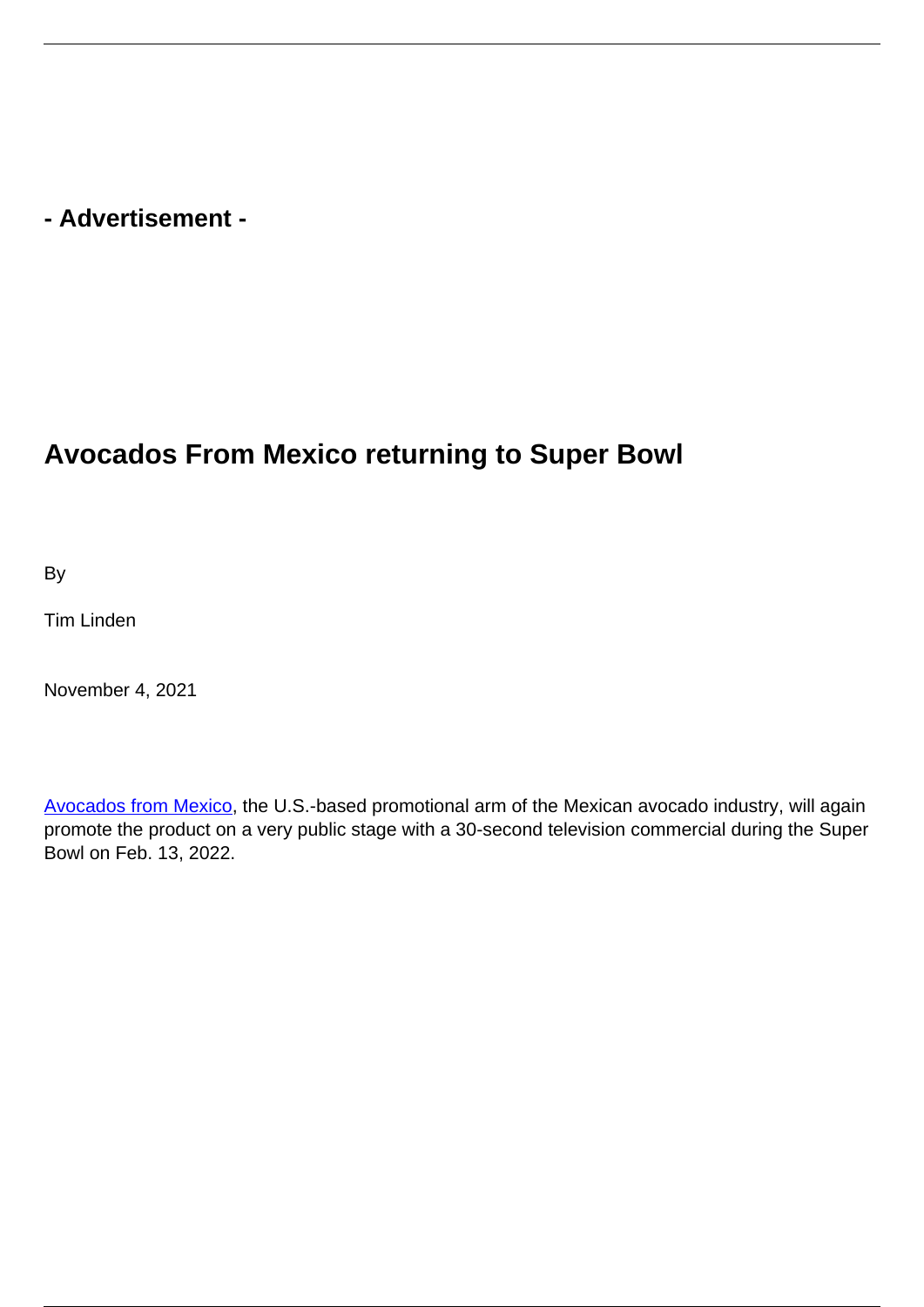- Advertisement -

# Avocados From Mexico returning to Super Bowl

By

Tim Linden

November 4, 2021

[Avocados from Mexico](), the U.S.-based promotional arm of the Mexican avocado industry, will again promote the product on a very public stage with a 30-second television commercial during the Super Bowl on Feb. 13, 2022.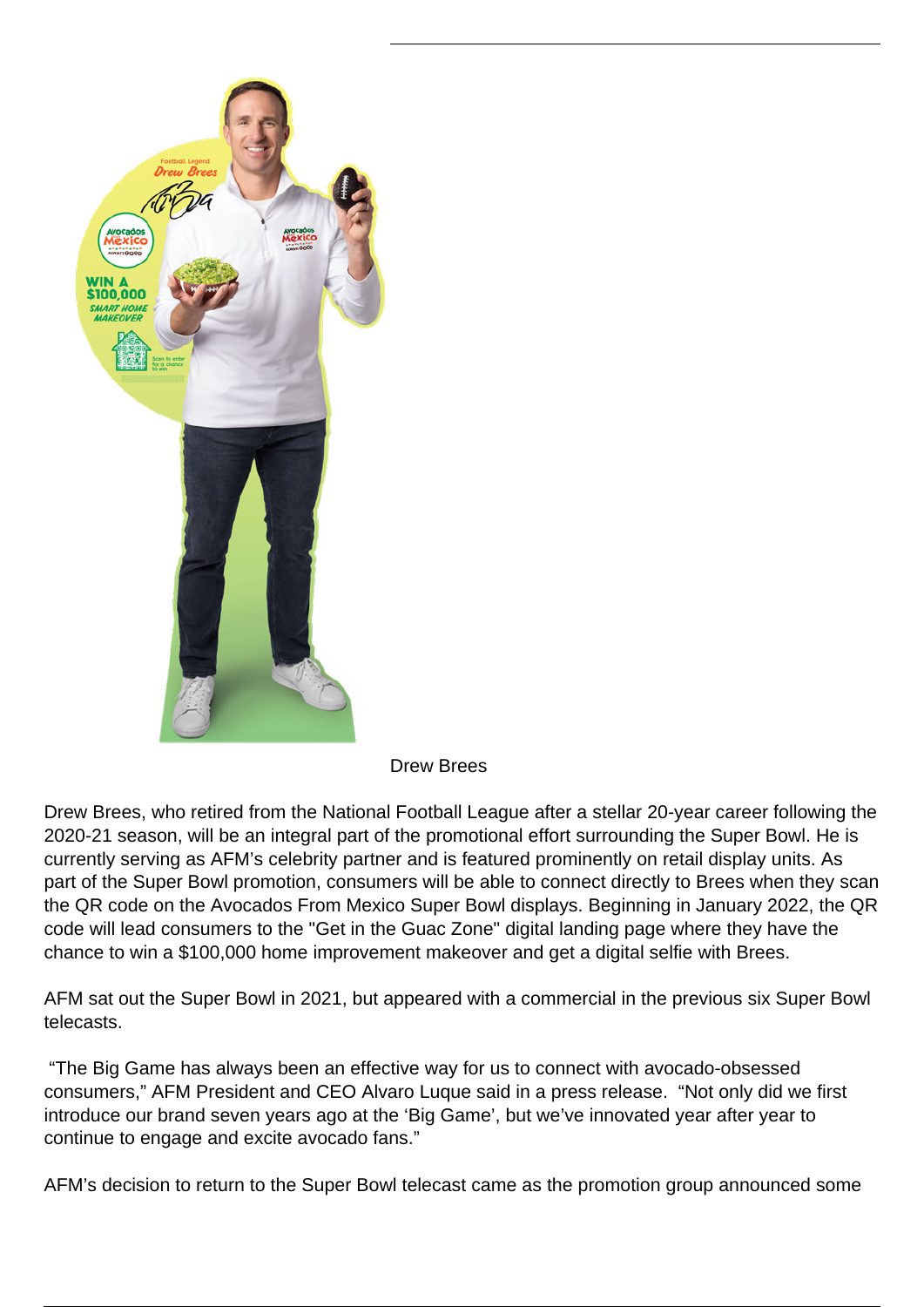Drew Brees

Drew Brees, who retired from the National Football League after a stellar 20-year career following the 2020-21 season, will be an integral part of the promotional effort surrounding the Super Bowl. He is currently serving as AFM's celebrity partner and is featured prominently on retail display units. As part of the Super Bowl promotion, consumers will be able to connect directly to Brees when they scan the QR code on the Avocados From Mexico Super Bowl displays. Beginning in January 2022, the QR code will lead consumers to the "Get in the Guac Zone" digital landing page where they have the chance to win a $100,000 home improvement makeover and get a digital selfie with Brees.

AFM sat out the Super Bowl in 2021, but appeared with a commercial in the previous six Super Bowl telecasts.

"The Big Game has always been an effective way for us to connect with avocado-obsessed consumers," AFM President and CEO Alvaro Luque said in a press release. "Not only did we first introduce our brand seven years ago at the 'Big Game', but we've innovated year after year to continue to engage and excite avocado fans."

AFM's decision to return to the Super Bowl telecast came as the promotion group announced some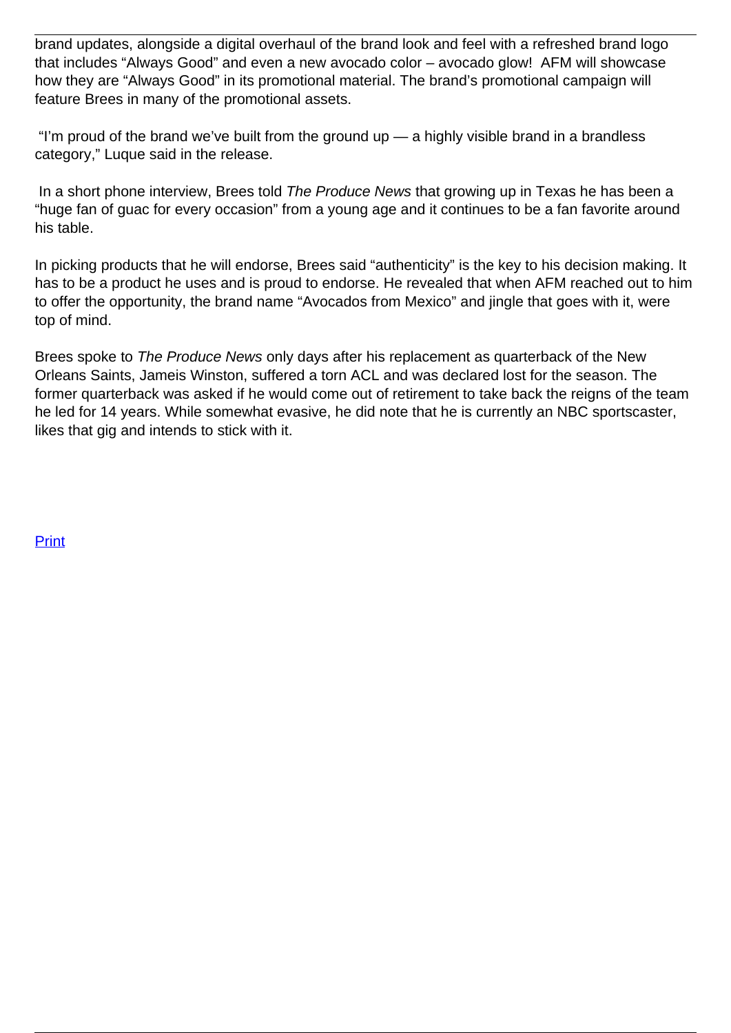brand updates, alongside a digital overhaul of the brand look and feel with a refreshed brand logo that includes "Always Good" and even a new avocado color – avocado glow! AFM will showcase how they are "Always Good" in its promotional material. The brand's promotional campaign will feature Brees in many of the promotional assets.

"I'm proud of the brand we've built from the ground up — a highly visible brand in a brandless category," Luque said in the release.

In a short phone interview, Brees told *The Produce News* that growing up in Texas he has been a "huge fan of guac for every occasion" from a young age and it continues to be a fan favorite around his table.

In picking products that he will endorse, Brees said "authenticity" is the key to his decision making. It has to be a product he uses and is proud to endorse. He revealed that when AFM reached out to him to offer the opportunity, the brand name "Avocados from Mexico" and jingle that goes with it, were top of mind.

Brees spoke to *The Produce News* only days after his replacement as quarterback of the New Orleans Saints, Jameis Winston, suffered a torn ACL and was declared lost for the season. The former quarterback was asked if he would come out of retirement to take back the reigns of the team he led for 14 years. While somewhat evasive, he did note that he is currently an NBC sportscaster, likes that gig and intends to stick with it.

Print